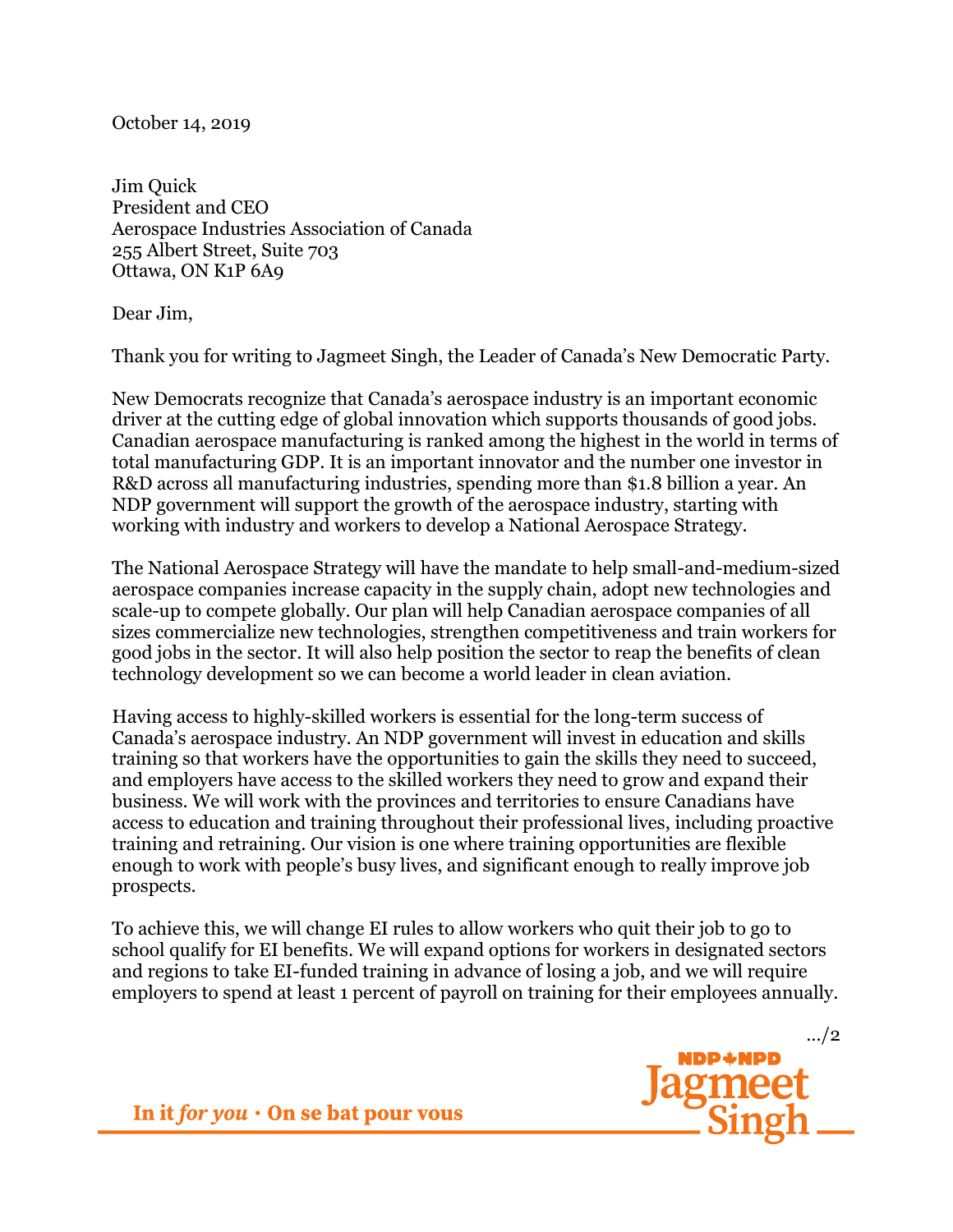October 14, 2019

Jim Quick
President and CEO
Aerospace Industries Association of Canada
255 Albert Street, Suite 703
Ottawa, ON K1P 6A9

Dear Jim,

Thank you for writing to Jagmeet Singh, the Leader of Canada's New Democratic Party.

New Democrats recognize that Canada's aerospace industry is an important economic driver at the cutting edge of global innovation which supports thousands of good jobs. Canadian aerospace manufacturing is ranked among the highest in the world in terms of total manufacturing GDP. It is an important innovator and the number one investor in R&D across all manufacturing industries, spending more than $1.8 billion a year. An NDP government will support the growth of the aerospace industry, starting with working with industry and workers to develop a National Aerospace Strategy.

The National Aerospace Strategy will have the mandate to help small-and-medium-sized aerospace companies increase capacity in the supply chain, adopt new technologies and scale-up to compete globally. Our plan will help Canadian aerospace companies of all sizes commercialize new technologies, strengthen competitiveness and train workers for good jobs in the sector. It will also help position the sector to reap the benefits of clean technology development so we can become a world leader in clean aviation.

Having access to highly-skilled workers is essential for the long-term success of Canada's aerospace industry. An NDP government will invest in education and skills training so that workers have the opportunities to gain the skills they need to succeed, and employers have access to the skilled workers they need to grow and expand their business. We will work with the provinces and territories to ensure Canadians have access to education and training throughout their professional lives, including proactive training and retraining. Our vision is one where training opportunities are flexible enough to work with people's busy lives, and significant enough to really improve job prospects.

To achieve this, we will change EI rules to allow workers who quit their job to go to school qualify for EI benefits. We will expand options for workers in designated sectors and regions to take EI-funded training in advance of losing a job, and we will require employers to spend at least 1 percent of payroll on training for their employees annually.

.../2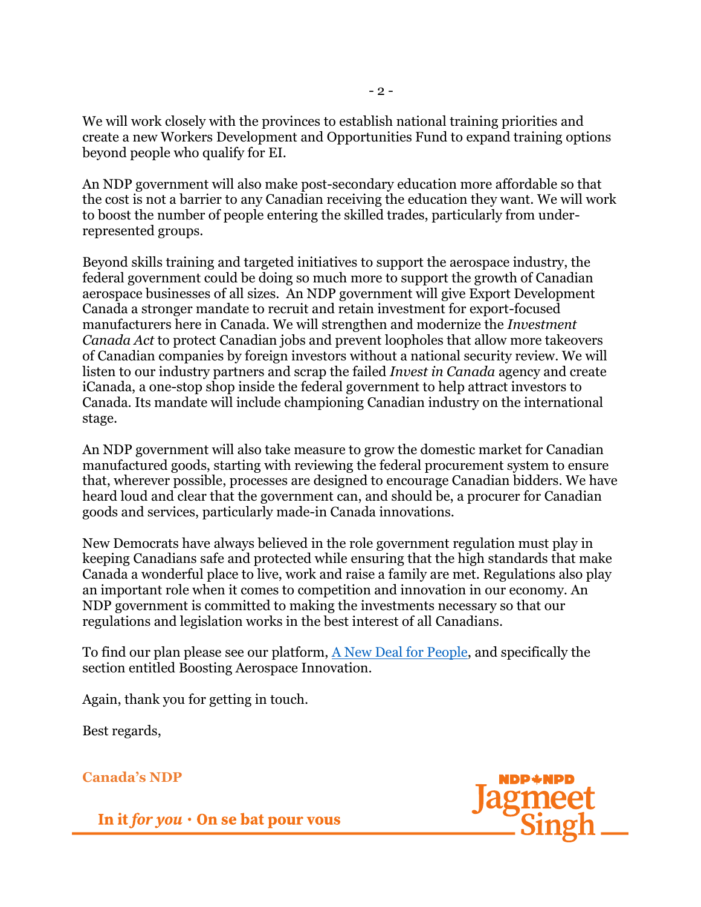We will work closely with the provinces to establish national training priorities and create a new Workers Development and Opportunities Fund to expand training options beyond people who qualify for EI.

An NDP government will also make post-secondary education more affordable so that the cost is not a barrier to any Canadian receiving the education they want. We will work to boost the number of people entering the skilled trades, particularly from under-represented groups.

Beyond skills training and targeted initiatives to support the aerospace industry, the federal government could be doing so much more to support the growth of Canadian aerospace businesses of all sizes. An NDP government will give Export Development Canada a stronger mandate to recruit and retain investment for export-focused manufacturers here in Canada. We will strengthen and modernize the *Investment Canada Act* to protect Canadian jobs and prevent loopholes that allow more takeovers of Canadian companies by foreign investors without a national security review. We will listen to our industry partners and scrap the failed *Invest in Canada* agency and create iCanada, a one-stop shop inside the federal government to help attract investors to Canada. Its mandate will include championing Canadian industry on the international stage.

An NDP government will also take measure to grow the domestic market for Canadian manufactured goods, starting with reviewing the federal procurement system to ensure that, wherever possible, processes are designed to encourage Canadian bidders. We have heard loud and clear that the government can, and should be, a procurer for Canadian goods and services, particularly made-in Canada innovations.

New Democrats have always believed in the role government regulation must play in keeping Canadians safe and protected while ensuring that the high standards that make Canada a wonderful place to live, work and raise a family are met. Regulations also play an important role when it comes to competition and innovation in our economy. An NDP government is committed to making the investments necessary so that our regulations and legislation works in the best interest of all Canadians.

To find our plan please see our platform, [A New Deal for People](), and specifically the section entitled Boosting Aerospace Innovation.

Again, thank you for getting in touch.

Best regards,

**Canada's NDP**

**In it *for you* · On se bat pour vous**

NDP NPD Jagmeet Singh